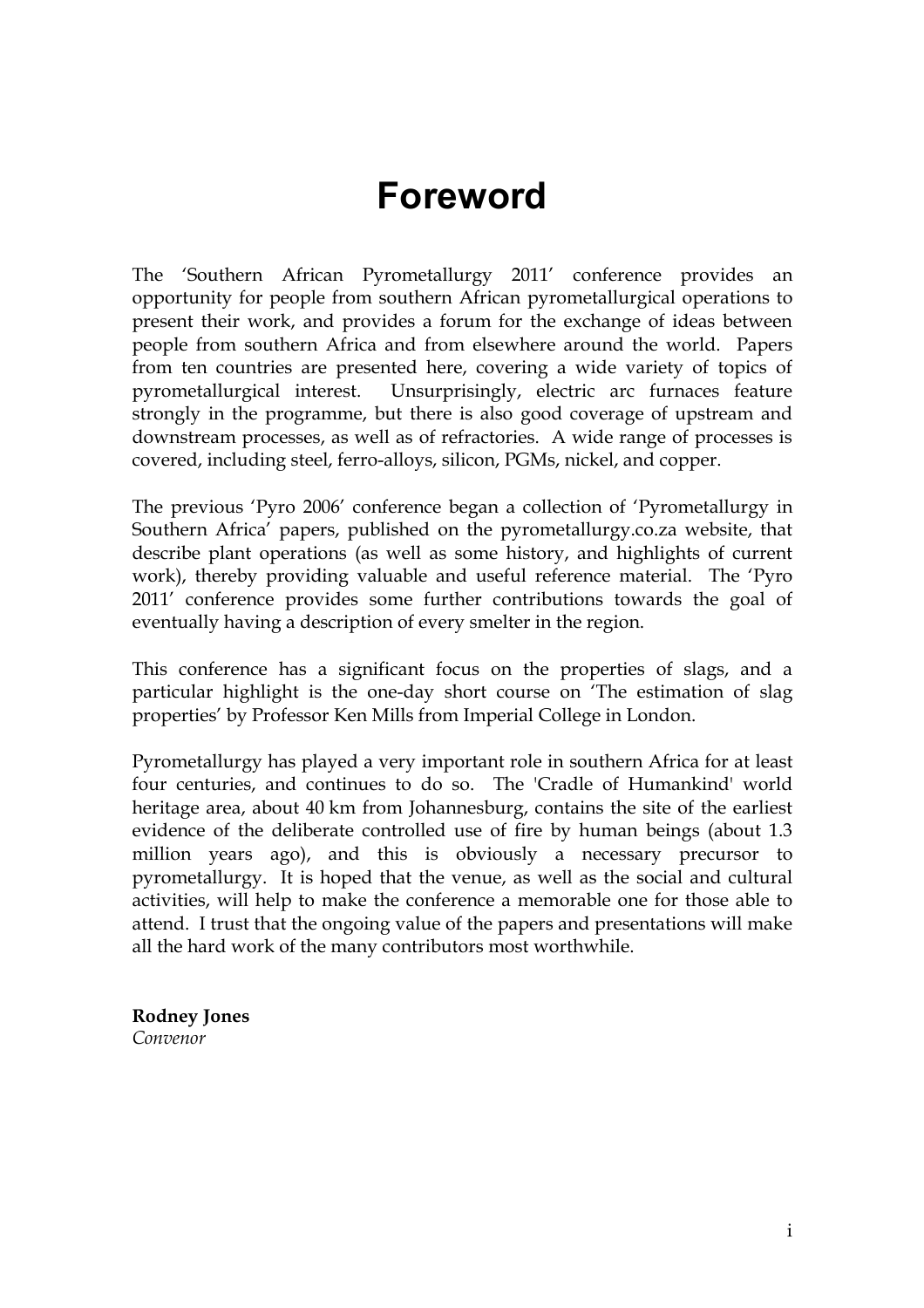# Foreword

The ‘Southern African Pyrometallurgy 2011’ conference provides an opportunity for people from southern African pyrometallurgical operations to present their work, and provides a forum for the exchange of ideas between people from southern Africa and from elsewhere around the world. Papers from ten countries are presented here, covering a wide variety of topics of pyrometallurgical interest. Unsurprisingly, electric arc furnaces feature strongly in the programme, but there is also good coverage of upstream and downstream processes, as well as of refractories. A wide range of processes is covered, including steel, ferro-alloys, silicon, PGMs, nickel, and copper.

The previous ‘Pyro 2006’ conference began a collection of ‘Pyrometallurgy in Southern Africa’ papers, published on the pyrometallurgy.co.za website, that describe plant operations (as well as some history, and highlights of current work), thereby providing valuable and useful reference material. The ‘Pyro 2011’ conference provides some further contributions towards the goal of eventually having a description of every smelter in the region.

This conference has a significant focus on the properties of slags, and a particular highlight is the one-day short course on ‘The estimation of slag properties’ by Professor Ken Mills from Imperial College in London.

Pyrometallurgy has played a very important role in southern Africa for at least four centuries, and continues to do so. The 'Cradle of Humankind' world heritage area, about 40 km from Johannesburg, contains the site of the earliest evidence of the deliberate controlled use of fire by human beings (about 1.3 million years ago), and this is obviously a necessary precursor to pyrometallurgy. It is hoped that the venue, as well as the social and cultural activities, will help to make the conference a memorable one for those able to attend. I trust that the ongoing value of the papers and presentations will make all the hard work of the many contributors most worthwhile.

**Rodney Jones**
*Convenor*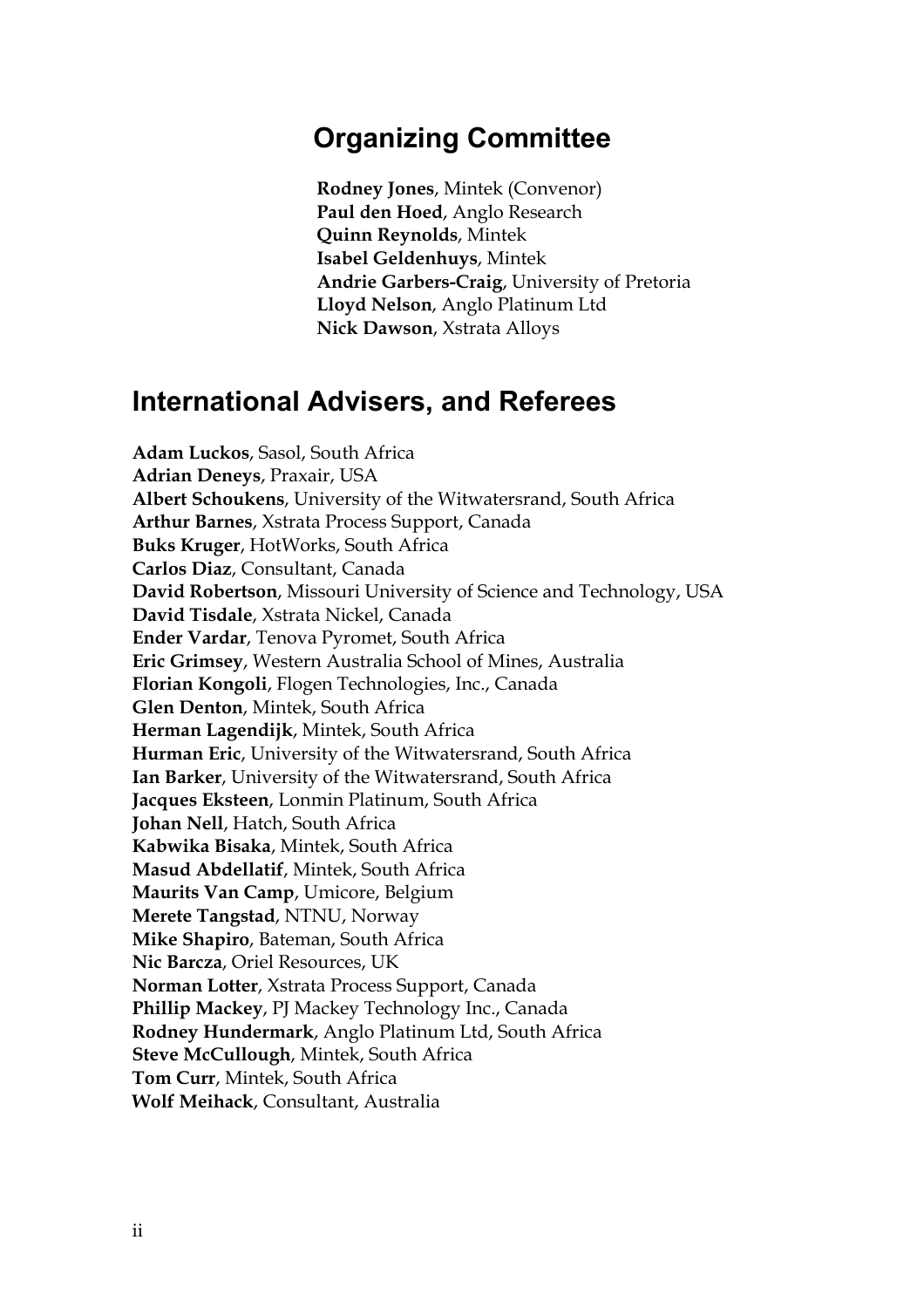## Organizing Committee

**Rodney Jones**, Mintek (Convenor)
**Paul den Hoed**, Anglo Research
**Quinn Reynolds**, Mintek
**Isabel Geldenhuys**, Mintek
**Andrie Garbers-Craig**, University of Pretoria
**Lloyd Nelson**, Anglo Platinum Ltd
**Nick Dawson**, Xstrata Alloys

## International Advisers, and Referees

**Adam Luckos**, Sasol, South Africa
**Adrian Deneys**, Praxair, USA
**Albert Schoukens**, University of the Witwatersrand, South Africa
**Arthur Barnes**, Xstrata Process Support, Canada
**Buks Kruger**, HotWorks, South Africa
**Carlos Diaz**, Consultant, Canada
**David Robertson**, Missouri University of Science and Technology, USA
**David Tisdale**, Xstrata Nickel, Canada
**Ender Vardar**, Tenova Pyromet, South Africa
**Eric Grimsey**, Western Australia School of Mines, Australia
**Florian Kongoli**, Flogen Technologies, Inc., Canada
**Glen Denton**, Mintek, South Africa
**Herman Lagendijk**, Mintek, South Africa
**Hurman Eric**, University of the Witwatersrand, South Africa
**Ian Barker**, University of the Witwatersrand, South Africa
**Jacques Eksteen**, Lonmin Platinum, South Africa
**Johan Nell**, Hatch, South Africa
**Kabwika Bisaka**, Mintek, South Africa
**Masud Abdellatif**, Mintek, South Africa
**Maurits Van Camp**, Umicore, Belgium
**Merete Tangstad**, NTNU, Norway
**Mike Shapiro**, Bateman, South Africa
**Nic Barcza**, Oriel Resources, UK
**Norman Lotter**, Xstrata Process Support, Canada
**Phillip Mackey**, PJ Mackey Technology Inc., Canada
**Rodney Hundermark**, Anglo Platinum Ltd, South Africa
**Steve McCullough**, Mintek, South Africa
**Tom Curr**, Mintek, South Africa
**Wolf Meihack**, Consultant, Australia